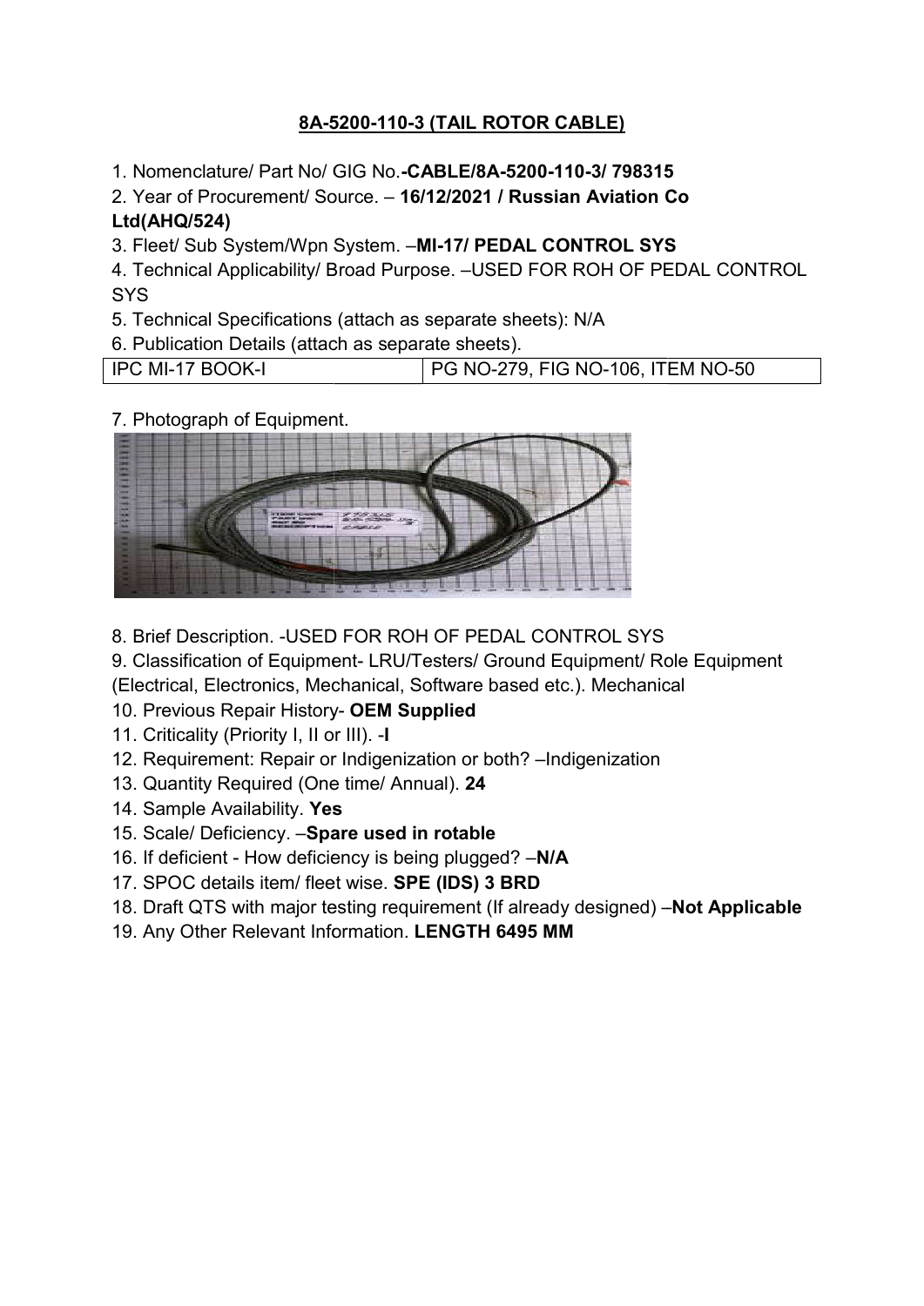# 8A-5200-110-3 (TAIL ROTOR CABLE)

1. Nomenclature/ Part No/ GIG No.**-CABLE/8A-5200-110-3/ 798315**
2. Year of Procurement/ Source. – **16/12/2021 / Russian Aviation Co Ltd(AHQ/524)**
3. Fleet/ Sub System/Wpn System. –**MI-17/ PEDAL CONTROL SYS**
4. Technical Applicability/ Broad Purpose. –USED FOR ROH OF PEDAL CONTROL SYS
5. Technical Specifications (attach as separate sheets): N/A
6. Publication Details (attach as separate sheets).

| IPC MI-17 BOOK-I | PG NO-279, FIG NO-106, ITEM NO-50 |
|---|---|

7. Photograph of Equipment.

8. Brief Description. -USED FOR ROH OF PEDAL CONTROL SYS
9. Classification of Equipment- LRU/Testers/ Ground Equipment/ Role Equipment (Electrical, Electronics, Mechanical, Software based etc.). Mechanical
10. Previous Repair History- **OEM Supplied**
11. Criticality (Priority I, II or III). -**I**
12. Requirement: Repair or Indigenization or both? –Indigenization
13. Quantity Required (One time/ Annual). **24**
14. Sample Availability. **Yes**
15. Scale/ Deficiency. –**Spare used in rotable**
16. If deficient - How deficiency is being plugged? –**N/A**
17. SPOC details item/ fleet wise. **SPE (IDS) 3 BRD**
18. Draft QTS with major testing requirement (If already designed) –**Not Applicable**
19. Any Other Relevant Information. **LENGTH 6495 MM**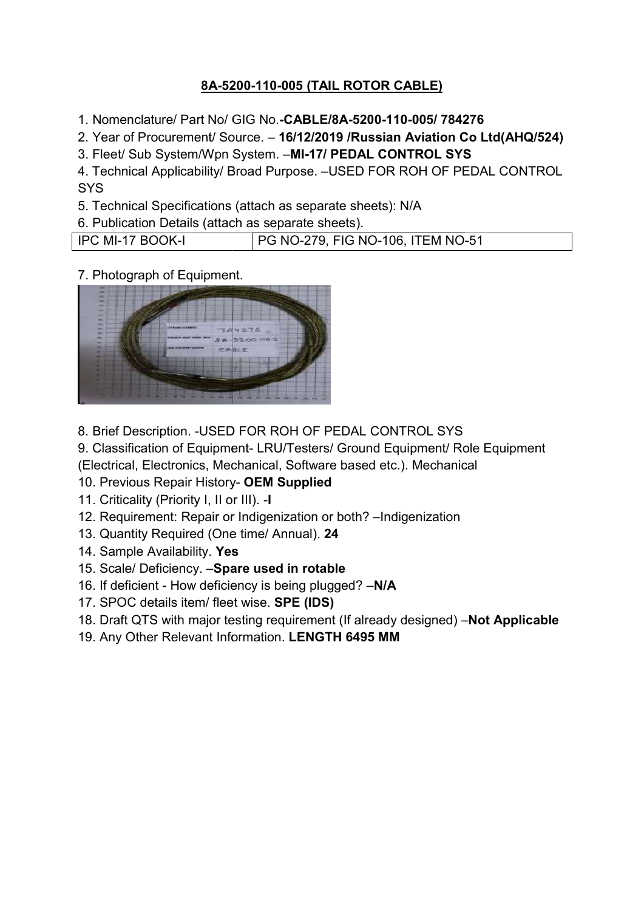# 8A-5200-110-005 (TAIL ROTOR CABLE)

1. Nomenclature/ Part No/ GIG No.**-CABLE/8A-5200-110-005/ 784276**
2. Year of Procurement/ Source. – **16/12/2019 /Russian Aviation Co Ltd(AHQ/524)**
3. Fleet/ Sub System/Wpn System. –**MI-17/ PEDAL CONTROL SYS**
4. Technical Applicability/ Broad Purpose. –USED FOR ROH OF PEDAL CONTROL SYS
5. Technical Specifications (attach as separate sheets): N/A
6. Publication Details (attach as separate sheets).

| IPC MI-17 BOOK-I | PG NO-279, FIG NO-106, ITEM NO-51 |
|---|---|

7. Photograph of Equipment.

8. Brief Description. -USED FOR ROH OF PEDAL CONTROL SYS
9. Classification of Equipment- LRU/Testers/ Ground Equipment/ Role Equipment (Electrical, Electronics, Mechanical, Software based etc.). Mechanical
10. Previous Repair History- **OEM Supplied**
11. Criticality (Priority I, II or III). -**I**
12. Requirement: Repair or Indigenization or both? –Indigenization
13. Quantity Required (One time/ Annual). **24**
14. Sample Availability. **Yes**
15. Scale/ Deficiency. –**Spare used in rotable**
16. If deficient - How deficiency is being plugged? –**N/A**
17. SPOC details item/ fleet wise. **SPE (IDS)**
18. Draft QTS with major testing requirement (If already designed) –**Not Applicable**
19. Any Other Relevant Information. **LENGTH 6495 MM**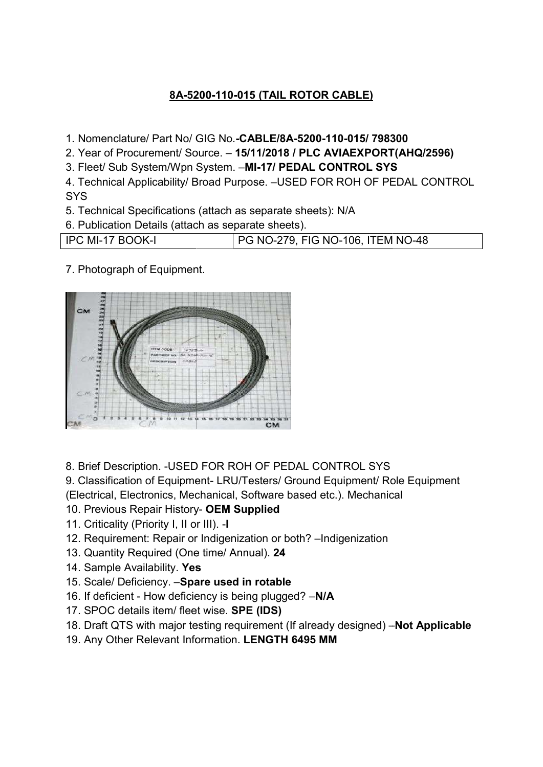**8A-5200-110-015 (TAIL ROTOR CABLE)**

1. Nomenclature/ Part No/ GIG No.-**CABLE/8A-5200-110-015/ 798300**
2. Year of Procurement/ Source. – **15/11/2018 / PLC AVIAEXPORT(AHQ/2596)**
3. Fleet/ Sub System/Wpn System. –**MI-17/ PEDAL CONTROL SYS**
4. Technical Applicability/ Broad Purpose. –USED FOR ROH OF PEDAL CONTROL SYS
5. Technical Specifications (attach as separate sheets): N/A
6. Publication Details (attach as separate sheets).

| IPC MI-17 BOOK-I | PG NO-279, FIG NO-106, ITEM NO-48 |
|---|---|

7. Photograph of Equipment.

8. Brief Description. -USED FOR ROH OF PEDAL CONTROL SYS
9. Classification of Equipment- LRU/Testers/ Ground Equipment/ Role Equipment (Electrical, Electronics, Mechanical, Software based etc.). Mechanical
10. Previous Repair History- **OEM Supplied**
11. Criticality (Priority I, II or III). -**I**
12. Requirement: Repair or Indigenization or both? –Indigenization
13. Quantity Required (One time/ Annual). **24**
14. Sample Availability. **Yes**
15. Scale/ Deficiency. –**Spare used in rotable**
16. If deficient - How deficiency is being plugged? –**N/A**
17. SPOC details item/ fleet wise. **SPE (IDS)**
18. Draft QTS with major testing requirement (If already designed) –**Not Applicable**
19. Any Other Relevant Information. **LENGTH 6495 MM**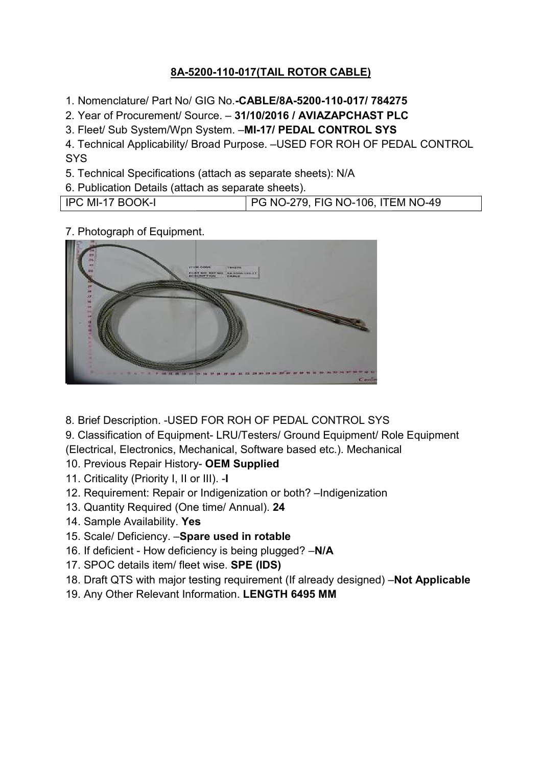**8A-5200-110-017(TAIL ROTOR CABLE)**

1. Nomenclature/ Part No/ GIG No.**-CABLE/8A-5200-110-017/ 784275**
2. Year of Procurement/ Source. – **31/10/2016 / AVIAZAPCHAST PLC**
3. Fleet/ Sub System/Wpn System. –**MI-17/ PEDAL CONTROL SYS**
4. Technical Applicability/ Broad Purpose. –USED FOR ROH OF PEDAL CONTROL SYS
5. Technical Specifications (attach as separate sheets): N/A
6. Publication Details (attach as separate sheets).

| IPC MI-17 BOOK-I | PG NO-279, FIG NO-106, ITEM NO-49 |
|---|---|

7. Photograph of Equipment.

8. Brief Description. -USED FOR ROH OF PEDAL CONTROL SYS
9. Classification of Equipment- LRU/Testers/ Ground Equipment/ Role Equipment (Electrical, Electronics, Mechanical, Software based etc.). Mechanical
10. Previous Repair History- **OEM Supplied**
11. Criticality (Priority I, II or III). -**I**
12. Requirement: Repair or Indigenization or both? –Indigenization
13. Quantity Required (One time/ Annual). **24**
14. Sample Availability. **Yes**
15. Scale/ Deficiency. –**Spare used in rotable**
16. If deficient - How deficiency is being plugged? –**N/A**
17. SPOC details item/ fleet wise. **SPE (IDS)**
18. Draft QTS with major testing requirement (If already designed) –**Not Applicable**
19. Any Other Relevant Information. **LENGTH 6495 MM**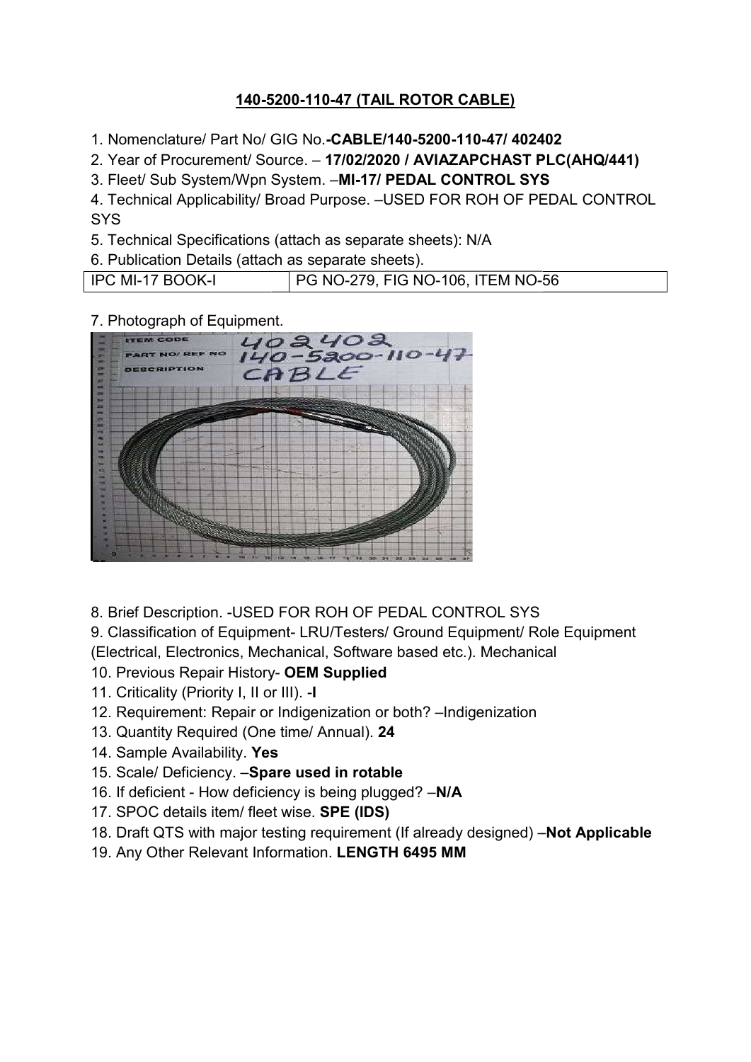**<u>140-5200-110-47 (TAIL ROTOR CABLE)</u>**

1. Nomenclature/ Part No/ GIG No.**-CABLE/140-5200-110-47/ 402402**
2. Year of Procurement/ Source. – **17/02/2020 / AVIAZAPCHAST PLC(AHQ/441)**
3. Fleet/ Sub System/Wpn System. –**MI-17/ PEDAL CONTROL SYS**
4. Technical Applicability/ Broad Purpose. –USED FOR ROH OF PEDAL CONTROL SYS
5. Technical Specifications (attach as separate sheets): N/A
6. Publication Details (attach as separate sheets).

| IPC MI-17 BOOK-I | PG NO-279, FIG NO-106, ITEM NO-56 |
|---|---|

7. Photograph of Equipment.

8. Brief Description. -USED FOR ROH OF PEDAL CONTROL SYS
9. Classification of Equipment- LRU/Testers/ Ground Equipment/ Role Equipment (Electrical, Electronics, Mechanical, Software based etc.). Mechanical
10. Previous Repair History- **OEM Supplied**
11. Criticality (Priority I, II or III). -**I**
12. Requirement: Repair or Indigenization or both? –Indigenization
13. Quantity Required (One time/ Annual). **24**
14. Sample Availability. **Yes**
15. Scale/ Deficiency. –**Spare used in rotable**
16. If deficient - How deficiency is being plugged? –**N/A**
17. SPOC details item/ fleet wise. **SPE (IDS)**
18. Draft QTS with major testing requirement (If already designed) –**Not Applicable**
19. Any Other Relevant Information. **LENGTH 6495 MM**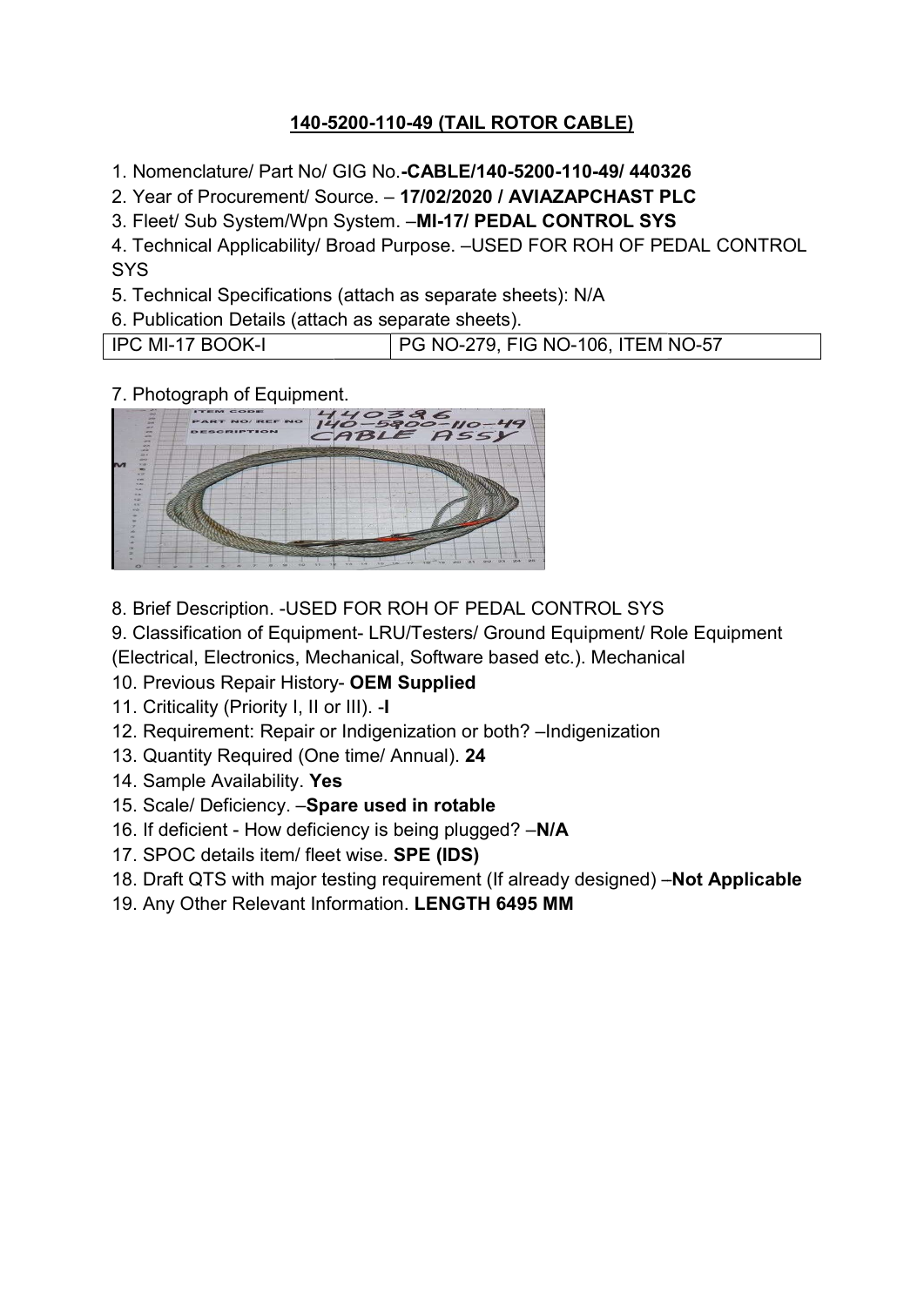# 140-5200-110-49 (TAIL ROTOR CABLE)

1. Nomenclature/ Part No/ GIG No.**-CABLE/140-5200-110-49/ 440326**
2. Year of Procurement/ Source. – **17/02/2020 / AVIAZAPCHAST PLC**
3. Fleet/ Sub System/Wpn System. –**MI-17/ PEDAL CONTROL SYS**
4. Technical Applicability/ Broad Purpose. –USED FOR ROH OF PEDAL CONTROL SYS
5. Technical Specifications (attach as separate sheets): N/A
6. Publication Details (attach as separate sheets).

| IPC MI-17 BOOK-I | PG NO-279, FIG NO-106, ITEM NO-57 |
|---|---|

7. Photograph of Equipment.
8. Brief Description. -USED FOR ROH OF PEDAL CONTROL SYS
9. Classification of Equipment- LRU/Testers/ Ground Equipment/ Role Equipment (Electrical, Electronics, Mechanical, Software based etc.). Mechanical
10. Previous Repair History- **OEM Supplied**
11. Criticality (Priority I, II or III). -**I**
12. Requirement: Repair or Indigenization or both? –Indigenization
13. Quantity Required (One time/ Annual). **24**
14. Sample Availability. **Yes**
15. Scale/ Deficiency. –**Spare used in rotable**
16. If deficient - How deficiency is being plugged? –**N/A**
17. SPOC details item/ fleet wise. **SPE (IDS)**
18. Draft QTS with major testing requirement (If already designed) –**Not Applicable**
19. Any Other Relevant Information. **LENGTH 6495 MM**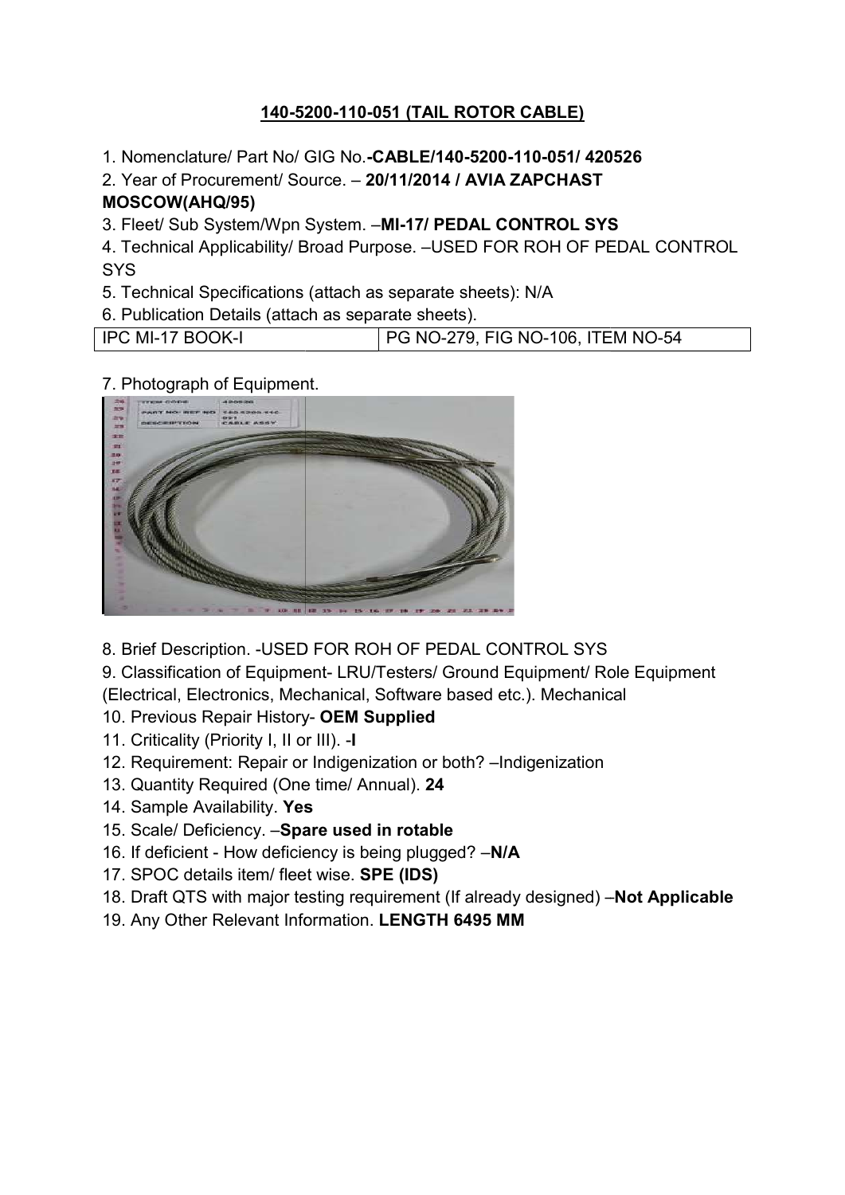**140-5200-110-051 (TAIL ROTOR CABLE)**

1. Nomenclature/ Part No/ GIG No.**-CABLE/140-5200-110-051/ 420526**
2. Year of Procurement/ Source. – **20/11/2014 / AVIA ZAPCHAST MOSCOW(AHQ/95)**
3. Fleet/ Sub System/Wpn System. –**MI-17/ PEDAL CONTROL SYS**
4. Technical Applicability/ Broad Purpose. –USED FOR ROH OF PEDAL CONTROL SYS
5. Technical Specifications (attach as separate sheets): N/A
6. Publication Details (attach as separate sheets).

| IPC MI-17 BOOK-I | PG NO-279, FIG NO-106, ITEM NO-54 |
|---|---|

7. Photograph of Equipment.
8. Brief Description. -USED FOR ROH OF PEDAL CONTROL SYS
9. Classification of Equipment- LRU/Testers/ Ground Equipment/ Role Equipment (Electrical, Electronics, Mechanical, Software based etc.). Mechanical
10. Previous Repair History- **OEM Supplied**
11. Criticality (Priority I, II or III). -**I**
12. Requirement: Repair or Indigenization or both? –Indigenization
13. Quantity Required (One time/ Annual). **24**
14. Sample Availability. **Yes**
15. Scale/ Deficiency. –**Spare used in rotable**
16. If deficient - How deficiency is being plugged? –**N/A**
17. SPOC details item/ fleet wise. **SPE (IDS)**
18. Draft QTS with major testing requirement (If already designed) –**Not Applicable**
19. Any Other Relevant Information. **LENGTH 6495 MM**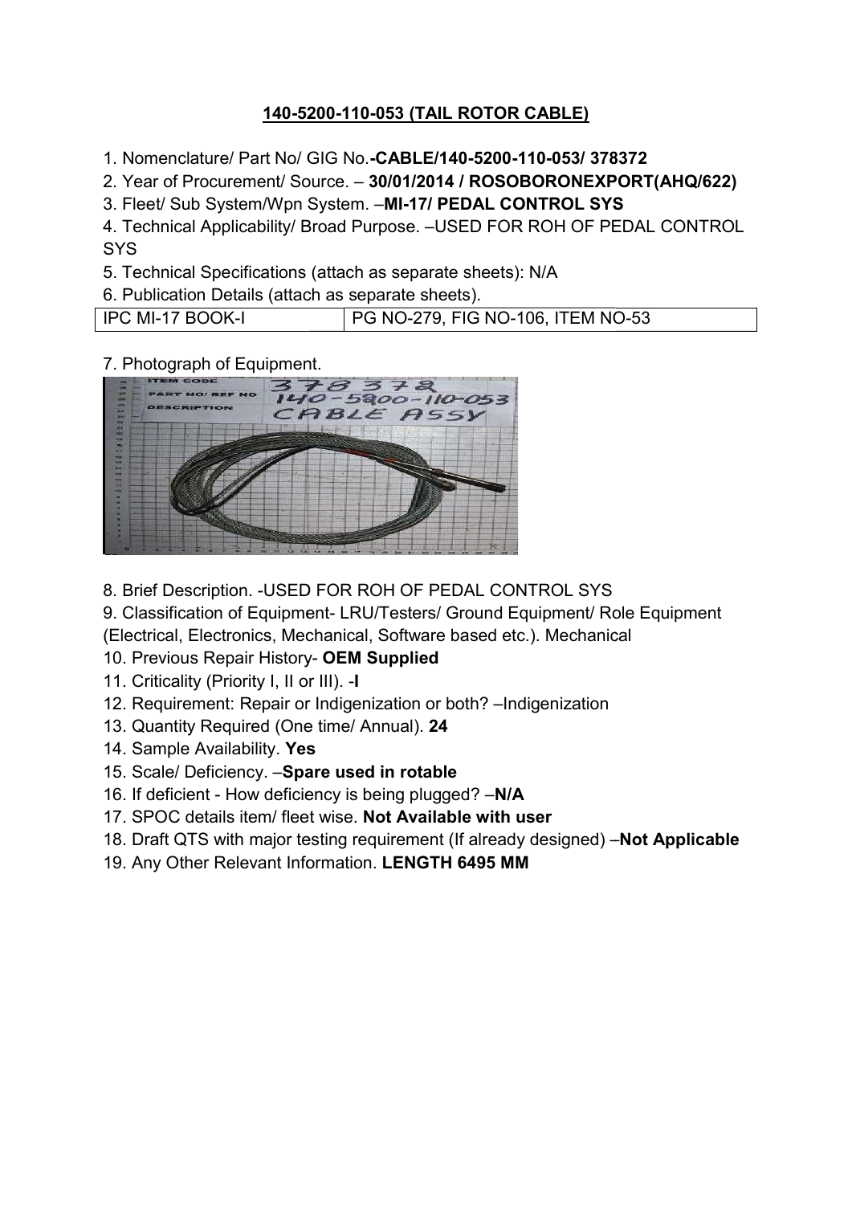**140-5200-110-053 (TAIL ROTOR CABLE)**

1. Nomenclature/ Part No/ GIG No.**-CABLE/140-5200-110-053/ 378372**
2. Year of Procurement/ Source. – **30/01/2014 / ROSOBORONEXPORT(AHQ/622)**
3. Fleet/ Sub System/Wpn System. –**MI-17/ PEDAL CONTROL SYS**
4. Technical Applicability/ Broad Purpose. –USED FOR ROH OF PEDAL CONTROL SYS
5. Technical Specifications (attach as separate sheets): N/A
6. Publication Details (attach as separate sheets).

| | |
|---|---|
| IPC MI-17 BOOK-I | PG NO-279, FIG NO-106, ITEM NO-53 |

7. Photograph of Equipment.

8. Brief Description. -USED FOR ROH OF PEDAL CONTROL SYS
9. Classification of Equipment- LRU/Testers/ Ground Equipment/ Role Equipment (Electrical, Electronics, Mechanical, Software based etc.). Mechanical
10. Previous Repair History- **OEM Supplied**
11. Criticality (Priority I, II or III). -**I**
12. Requirement: Repair or Indigenization or both? –Indigenization
13. Quantity Required (One time/ Annual). **24**
14. Sample Availability. **Yes**
15. Scale/ Deficiency. –**Spare used in rotable**
16. If deficient - How deficiency is being plugged? –**N/A**
17. SPOC details item/ fleet wise. **Not Available with user**
18. Draft QTS with major testing requirement (If already designed) –**Not Applicable**
19. Any Other Relevant Information. **LENGTH 6495 MM**